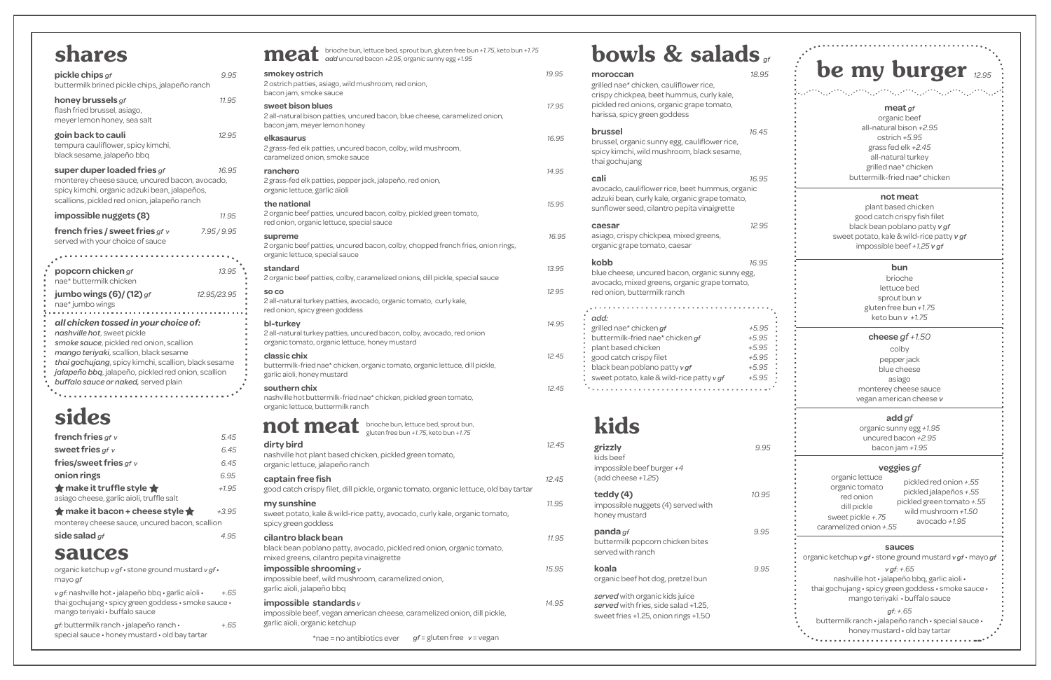## shares

**pickle chips** *gf* — 9.95
buttermilk brined pickle chips, jalapeño ranch

**honey brussels** *gf* — 11.95
flash fried brussel, asiago, meyer lemon honey, sea salt

**goin back to cauli** — 12.95
tempura cauliflower, spicy kimchi, black sesame, jalapeño bbq

**super duper loaded fries** *gf* — 16.95
monterey cheese sauce, uncured bacon, avocado, spicy kimchi, organic adzuki bean, jalapeños, scallions, pickled red onion, jalapeño ranch

**impossible nuggets (8)** — 11.95

**french fries / sweet fries** *gf v* — 7.95 / 9.95
served with your choice of sauce

**popcorn chicken** *gf* — 13.95
nae* buttermilk chicken

**jumbo wings (6)/ (12)** *gf* — 12.95/23.95
nae* jumbo wings

*all chicken tossed in your choice of:*
*nashville hot*, sweet pickle
*smoke sauce*, pickled red onion, scallion
*mango teriyaki*, scallion, black sesame
*thai gochujang*, spicy kimchi, scallion, black sesame
*jalapeño bbq*, jalapeño, pickled red onion, scallion
*buffalo sauce or naked,* served plain

## sides

**french fries** *gf v* — 5.45
**sweet fries** *gf v* — 6.45
**fries/sweet fries** *gf v* — 6.45
**onion rings** — 6.95
**★ make it truffle style ★** — +1.95
asiago cheese, garlic aioli, truffle salt
**★ make it bacon + cheese style ★** — +3.95
monterey cheese sauce, uncured bacon, scallion
**side salad** *gf* — 4.95

## sauces

organic ketchup *v gf* • stone ground mustard *v gf* • mayo *gf*

*v gf:* nashville hot • jalapeño bbq • garlic aïoli • thai gochujang • spicy green goddess • smoke sauce • mango teriyaki • buffalo sauce — +.65

*gf:* buttermilk ranch • jalapeño ranch • special sauce • honey mustard • old bay tartar — +.65

## meat

brioche bun, lettuce bed, sprout bun, gluten free bun *+1.75*, keto bun *+1.75*
*add* uncured bacon *+2.95*, organic sunny egg *+1.95*

**smokey ostrich** — 19.95
2 ostrich patties, asiago, wild mushroom, red onion, bacon jam, smoke sauce

**sweet bison blues** — 17.95
2 all-natural bison patties, uncured bacon, blue cheese, caramelized onion, bacon jam, meyer lemon honey

**elkasaurus** — 16.95
2 grass-fed elk patties, uncured bacon, colby, wild mushroom, caramelized onion, smoke sauce

**ranchero** — 14.95
2 grass-fed elk patties, pepper jack, jalapeño, red onion, organic lettuce, garlic aïoli

**the national** — 15.95
2 organic beef patties, uncured bacon, colby, pickled green tomato, red onion, organic lettuce, special sauce

**supreme** — 16.95
2 organic beef patties, uncured bacon, colby, chopped french fries, onion rings, organic lettuce, special sauce

**standard** — 13.95
2 organic beef patties, colby, caramelized onions, dill pickle, special sauce

**so co** — 12.95
2 all-natural turkey patties, avocado, organic tomato, curly kale, red onion, spicy green goddess

**bl-turkey** — 14.95
2 all-natural turkey patties, uncured bacon, colby, avocado, red onion organic tomato, organic lettuce, honey mustard

**classic chix** — 12.45
buttermilk-fried nae* chicken, organic tomato, organic lettuce, dill pickle, garlic aïoli, honey mustard

**southern chix** — 12.45
nashville hot buttermilk-fried nae* chicken, pickled green tomato, organic lettuce, buttermilk ranch

## not meat

brioche bun, lettuce bed, sprout bun, gluten free bun *+1.75*, keto bun *+1.75*

**dirty bird** — 12.45
nashville hot plant based chicken, pickled green tomato, organic lettuce, jalapeño ranch

**captain free fish** — 12.45
good catch crispy filet, dill pickle, organic tomato, organic lettuce, old bay tartar

**my sunshine** — 11.95
sweet potato, kale & wild-rice patty, avocado, curly kale, organic tomato, spicy green goddess

**cilantro black bean** — 11.95
black bean poblano patty, avocado, pickled red onion, organic tomato, mixed greens, cilantro pepita vinaigrette

**impossible shrooming** *v* — 15.95
impossible beef, wild mushroom, caramelized onion, garlic aïoli, jalapeño bbq

**impossible standards** *v* — 14.95
impossible beef, vegan american cheese, caramelized onion, dill pickle, garlic aïoli, organic ketchup

*nae = no antibiotics ever *gf* = gluten free *v* = vegan

## bowls & salads *gf*

**moroccan** — 18.95
grilled nae* chicken, cauliflower rice, crispy chickpea, beet hummus, curly kale, pickled red onions, organic grape tomato, harissa, spicy green goddess

**brussel** — 16.45
brussel, organic sunny egg, cauliflower rice, spicy kimchi, wild mushroom, black sesame, thai gochujang

**cali** — 16.95
avocado, cauliflower rice, beet hummus, organic adzuki bean, curly kale, organic grape tomato, sunflower seed, cilantro pepita vinaigrette

**caesar** — 12.95
asiago, crispy chickpea, mixed greens, organic grape tomato, caesar

**kobb** — 16.95
blue cheese, uncured bacon, organic sunny egg, avocado, mixed greens, organic grape tomato, red onion, buttermilk ranch

*add:*

| | |
|---|---|
| grilled nae* chicken *gf* | +5.95 |
| buttermilk-fried nae* chicken *gf* | +5.95 |
| plant based chicken | +5.95 |
| good catch crispy filet | +5.95 |
| black bean poblano patty *v gf* | +5.95 |
| sweet potato, kale & wild-rice patty *v gf* | +5.95 |

## kids

**grizzly** — 9.95
kids beef
impossible beef burger *+4*
(add cheese *+1.25*)

**teddy (4)** — 10.95
impossible nuggets (4) served with honey mustard

**panda** *gf* — 9.95
buttermilk popcorn chicken bites served with ranch

**koala** — 9.95
organic beef hot dog, pretzel bun

*served* with organic kids juice
*served* with fries, side salad +1.25, sweet fries +1.25, onion rings +1.50

## be my burger — 12.95

**meat** *gf*
organic beef
all-natural bison *+2.95*
ostrich *+5.95*
grass fed elk *+2.45*
all-natural turkey
grilled nae* chicken
buttermilk-fried nae* chicken

**not meat**
plant based chicken
good catch crispy fish filet
black bean poblano patty *v gf*
sweet potato, kale & wild-rice patty *v gf*
impossible beef *+1.25 v gf*

**bun**
brioche
lettuce bed
sprout bun *v*
gluten free bun *+1.75*
keto bun *v +1.75*

**cheese** *gf +1.50*
colby
pepper jack
blue cheese
asiago
monterey cheese sauce
vegan american cheese *v*

**add** *gf*
organic sunny egg *+1.95*
uncured bacon *+2.95*
bacon jam *+1.95*

**veggies** *gf*
organic lettuce
organic tomato
red onion
dill pickle
sweet pickle *+.75*
caramelized onion *+.55*
pickled red onion *+.55*
pickled jalapeños *+.55*
pickled green tomato *+.55*
wild mushroom *+1.50*
avocado *+1.95*

**sauces**
organic ketchup *v gf* • stone ground mustard *v gf* • mayo *gf*

*v gf: +.65*
nashville hot • jalapeño bbq, garlic aïoli • thai gochujang • spicy green goddess • smoke sauce • mango teriyaki • buffalo sauce

*gf: +.65*
buttermilk ranch • jalapeño ranch • special sauce • honey mustard • old bay tartar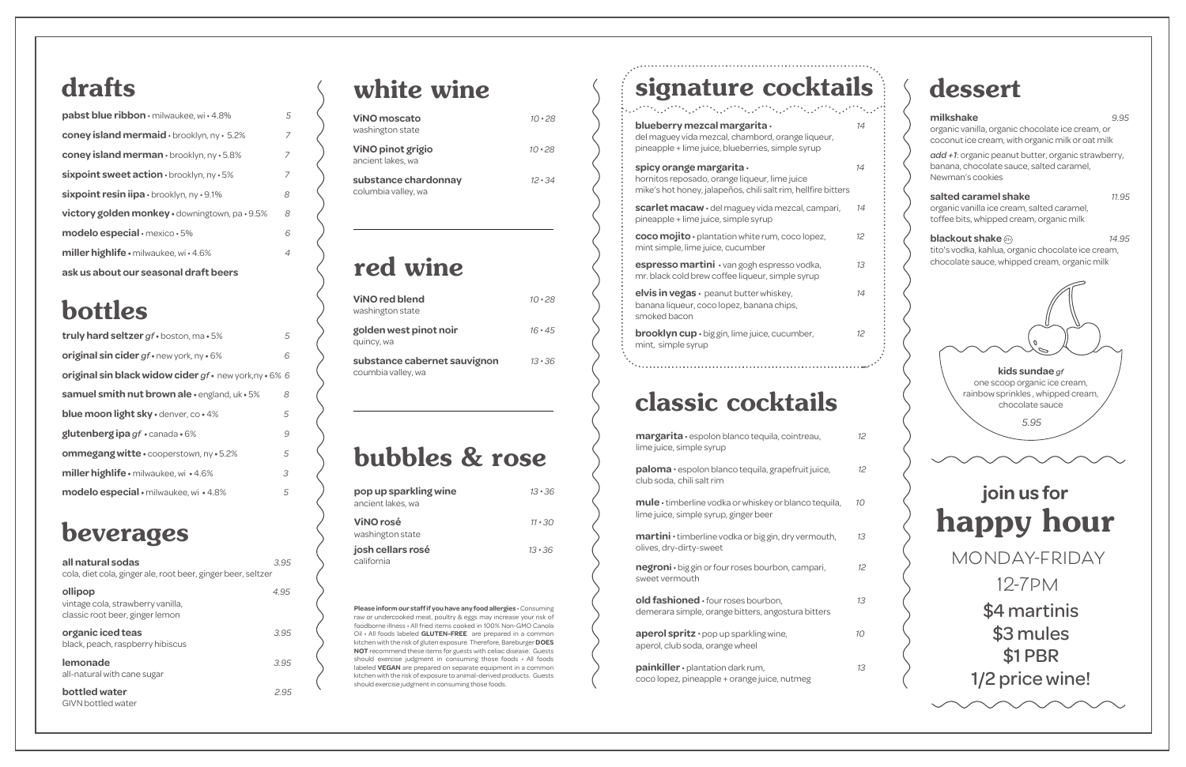# drafts

**pabst blue ribbon** • milwaukee, wi • 4.8% — *5*

**coney island mermaid** • brooklyn, ny • 5.2% — *7*

**coney island merman** • brooklyn, ny • 5.8% — *7*

**sixpoint sweet action** • brooklyn, ny • 5% — *7*

**sixpoint resin iipa** • brooklyn, ny • 9.1% — *8*

**victory golden monkey** • downingtown, pa • 9.5% — *8*

**modelo especial** • mexico • 5% — *6*

**miller highlife** • milwaukee, wi • 4.6% — *4*

**ask us about our seasonal draft beers**

# bottles

**truly hard seltzer** *gf* • boston, ma • 5% — *5*

**original sin cider** *gf* • new york, ny • 6% — *6*

**original sin black widow cider** *gf* • new york,ny • 6% — *6*

**samuel smith nut brown ale** • england, uk • 5% — *8*

**blue moon light sky** • denver, co • 4% — *5*

**glutenberg ipa** *gf* • canada • 6% — *9*

**ommegang witte** • cooperstown, ny • 5.2% — *5*

**miller highlife** • milwaukee, wi • 4.6% — *3*

**modelo especial** • milwaukee, wi • 4.8% — *5*

# beverages

**all natural sodas** — *3.95*
cola, diet cola, ginger ale, root beer, ginger beer, seltzer

**ollipop** — *4.95*
vintage cola, strawberry vanilla, classic root beer, ginger lemon

**organic iced teas** — *3.95*
black, peach, raspberry hibiscus

**lemonade** — *3.95*
all-natural with cane sugar

**bottled water** — *2.95*
GIVN bottled water

# white wine

**ViNO moscato** — *10 • 28*
washington state

**ViNO pinot grigio** — *10 • 28*
ancient lakes, wa

**substance chardonnay** — *12 • 34*
columbia valley, wa

# red wine

**ViNO red blend** — *10 • 28*
washington state

**golden west pinot noir** — *16 • 45*
quincy, wa

**substance cabernet sauvignon** — *13 • 36*
coumbia valley, wa

# bubbles & rose

**pop up sparkling wine** — *13 • 36*
ancient lakes, wa

**ViNO rosé** — *11 • 30*
washington state

**josh cellars rosé** — *13 • 36*
california

**Please inform our staff if you have any food allergies** • Consuming raw or undercooked meat, poultry & eggs may increase your risk of foodborne illness • All fried items cooked in 100% Non-GMO Canola Oil • All foods labeled **GLUTEN-FREE** are prepared in a common kitchen with the risk of gluten exposure. Therefore, Bareburger **DOES NOT** recommend these items for guests with celiac disease. Guests should exercise judgment in consuming those foods • All foods labeled **VEGAN** are prepared on separate equipment in a common kitchen with the risk of exposure to animal-derived products. Guests should exercise judgment in consuming those foods.

# signature cocktails

**blueberry mezcal margarita** • — *14*
del maguey vida mezcal, chambord, orange liqueur, pineapple + lime juice, blueberries, simple syrup

**spicy orange margarita** • — *14*
hornitos reposado, orange liqueur, lime juice mike's hot honey, jalapeños, chili salt rim, hellfire bitters

**scarlet macaw** • del maguey vida mezcal, campari, pineapple + lime juice, simple syrup — *14*

**coco mojito** • plantation white rum, coco lopez, mint simple, lime juice, cucumber — *12*

**espresso martini** • van gogh espresso vodka, mr. black cold brew coffee liqueur, simple syrup — *13*

**elvis in vegas** • peanut butter whiskey, banana liqueur, coco lopez, banana chips, smoked bacon — *14*

**brooklyn cup** • big gin, lime juice, cucumber, mint, simple syrup — *12*

# classic cocktails

**margarita** • espolon blanco tequila, cointreau, lime juice, simple syrup — *12*

**paloma** • espolon blanco tequila, grapefruit juice, club soda, chili salt rim — *12*

**mule** • timberline vodka or whiskey or blanco tequila, lime juice, simple syrup, ginger beer — *10*

**martini** • timberline vodka or big gin, dry vermouth, olives, dry-dirty-sweet — *13*

**negroni** • big gin or four roses bourbon, campari, sweet vermouth — *12*

**old fashioned** • four roses bourbon, demerara simple, orange bitters, angostura bitters — *13*

**aperol spritz** • pop up sparkling wine, aperol, club soda, orange wheel — *10*

**painkiller** • plantation dark rum, coco lopez, pineapple + orange juice, nutmeg — *13*

# dessert

**milkshake** — *9.95*
organic vanilla, organic chocolate ice cream, or coconut ice cream, with organic milk or oat milk

*add +1*: organic peanut butter, organic strawberry, banana, chocolate sauce, salted caramel, Newman's cookies

**salted caramel shake** — *11.95*
organic vanilla ice cream, salted caramel, toffee bits, whipped cream, organic milk

**blackout shake** (21+) — *14.95*
tito's vodka, kahlua, organic chocolate ice cream, chocolate sauce, whipped cream, organic milk

**kids sundae** *gf*
one scoop organic ice cream, rainbow sprinkles, whipped cream, chocolate sauce
*5.95*

## join us for happy hour

MONDAY-FRIDAY

12-7PM

$4 martinis

$3 mules

$1 PBR

1/2 price wine!